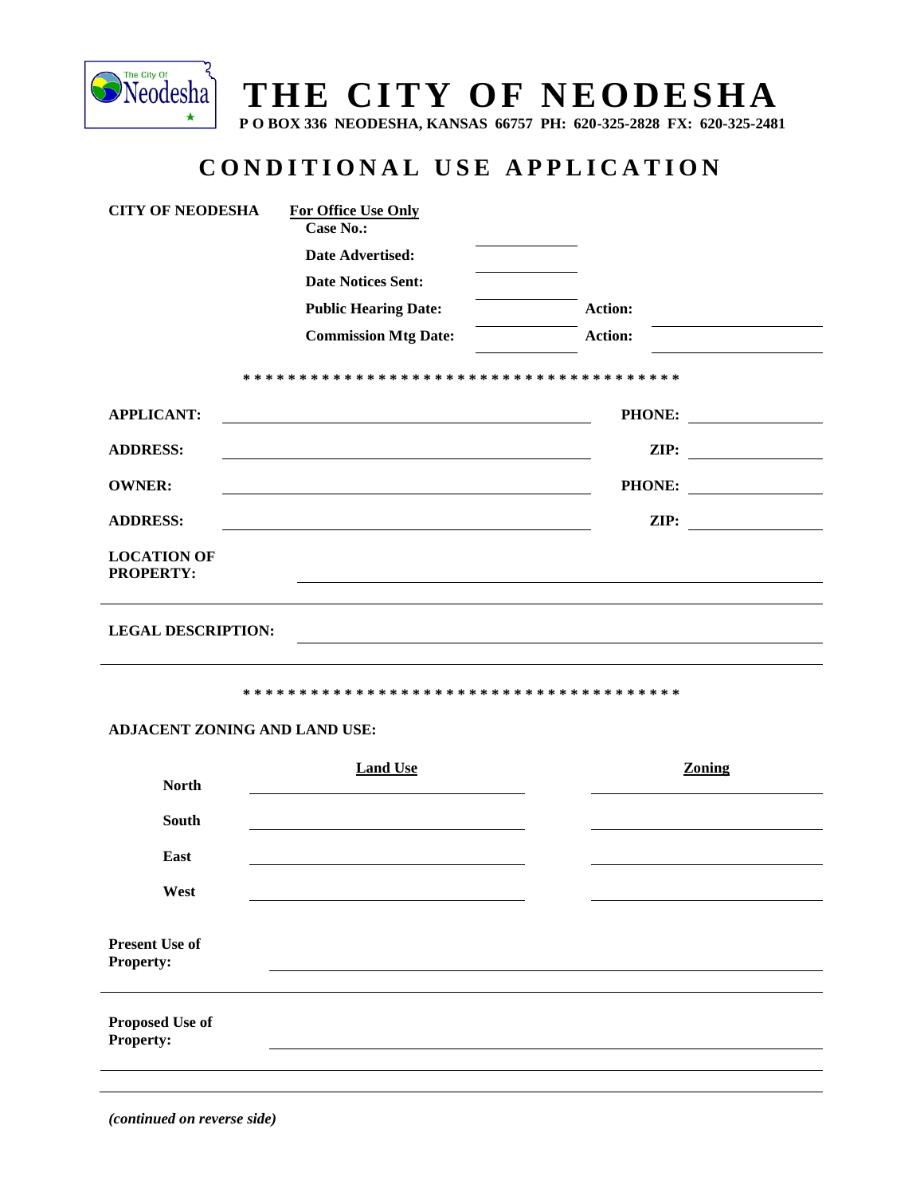# THE CITY OF NEODESHA

**P O BOX 336 NEODESHA, KANSAS 66757 PH: 620-325-2828 FX: 620-325-2481**

## CONDITIONAL USE APPLICATION

**CITY OF NEODESHA**

**For Office Use Only**

**Case No.:** ____________

**Date Advertised:** ____________

**Date Notices Sent:** ____________

**Public Hearing Date:** ____________ **Action:** ____________

**Commission Mtg Date:** ____________ **Action:** ____________

* * * * * * * * * * * * * * * * * * * * * * * * * * * * * * * * * * * * * * *

**APPLICANT:** ______________________________ **PHONE:** ____________

**ADDRESS:** ______________________________ **ZIP:** ____________

**OWNER:** ______________________________ **PHONE:** ____________

**ADDRESS:** ______________________________ **ZIP:** ____________

**LOCATION OF PROPERTY:** ______________________________

______________________________

**LEGAL DESCRIPTION:** ______________________________

______________________________

* * * * * * * * * * * * * * * * * * * * * * * * * * * * * * * * * * * * * * *

**ADJACENT ZONING AND LAND USE:**

| | Land Use | Zoning |
|---|---|---|
| **North** | | |
| **South** | | |
| **East** | | |
| **West** | | |

**Present Use of Property:** ______________________________

______________________________

**Proposed Use of Property:** ______________________________

______________________________

______________________________

*(continued on reverse side)*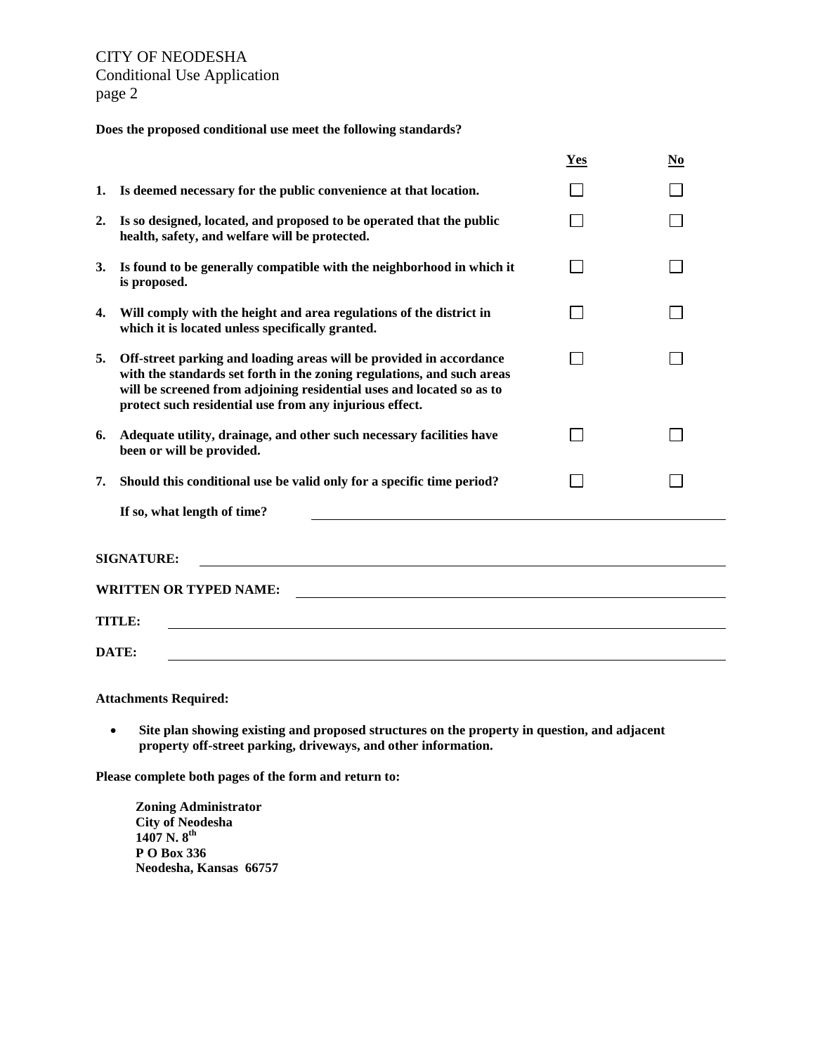CITY OF NEODESHA
Conditional Use Application

**Does the proposed conditional use meet the following standards?**

| | | Yes | No |
|---|---|---|---|
| **1.** | **Is deemed necessary for the public convenience at that location.** | ☐ | ☐ |
| **2.** | **Is so designed, located, and proposed to be operated that the public health, safety, and welfare will be protected.** | ☐ | ☐ |
| **3.** | **Is found to be generally compatible with the neighborhood in which it is proposed.** | ☐ | ☐ |
| **4.** | **Will comply with the height and area regulations of the district in which it is located unless specifically granted.** | ☐ | ☐ |
| **5.** | **Off-street parking and loading areas will be provided in accordance with the standards set forth in the zoning regulations, and such areas will be screened from adjoining residential uses and located so as to protect such residential use from any injurious effect.** | ☐ | ☐ |
| **6.** | **Adequate utility, drainage, and other such necessary facilities have been or will be provided.** | ☐ | ☐ |
| **7.** | **Should this conditional use be valid only for a specific time period?** | ☐ | ☐ |

**If so, what length of time?** ______________________________

**SIGNATURE:** ______________________________

**WRITTEN OR TYPED NAME:** ______________________________

**TITLE:** ______________________________

**DATE:** ______________________________

**Attachments Required:**

- **Site plan showing existing and proposed structures on the property in question, and adjacent property off-street parking, driveways, and other information.**

**Please complete both pages of the form and return to:**

**Zoning Administrator**
**City of Neodesha**
**1407 N. 8th**
**P O Box 336**
**Neodesha, Kansas 66757**